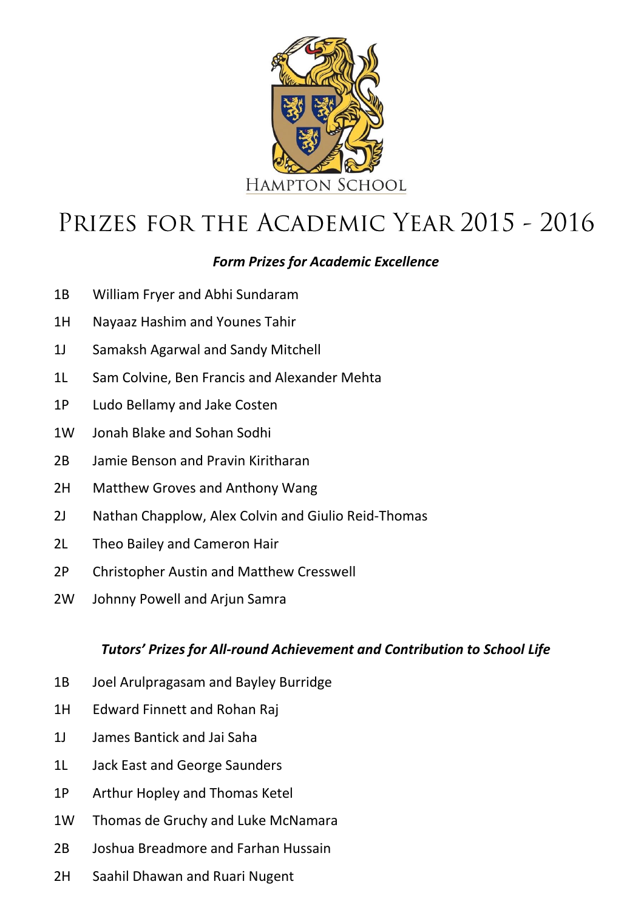HAMPTON SCHOOL

# Prizes for the Academic Year 2015 - 2016

### *Form Prizes for Academic Excellence*

1B William Fryer and Abhi Sundaram

1H Nayaaz Hashim and Younes Tahir

1J Samaksh Agarwal and Sandy Mitchell

1L Sam Colvine, Ben Francis and Alexander Mehta

1P Ludo Bellamy and Jake Costen

1W Jonah Blake and Sohan Sodhi

2B Jamie Benson and Pravin Kiritharan

2H Matthew Groves and Anthony Wang

2J Nathan Chapplow, Alex Colvin and Giulio Reid-Thomas

2L Theo Bailey and Cameron Hair

2P Christopher Austin and Matthew Cresswell

2W Johnny Powell and Arjun Samra

### *Tutors' Prizes for All-round Achievement and Contribution to School Life*

1B Joel Arulpragasam and Bayley Burridge

1H Edward Finnett and Rohan Raj

1J James Bantick and Jai Saha

1L Jack East and George Saunders

1P Arthur Hopley and Thomas Ketel

1W Thomas de Gruchy and Luke McNamara

2B Joshua Breadmore and Farhan Hussain

2H Saahil Dhawan and Ruari Nugent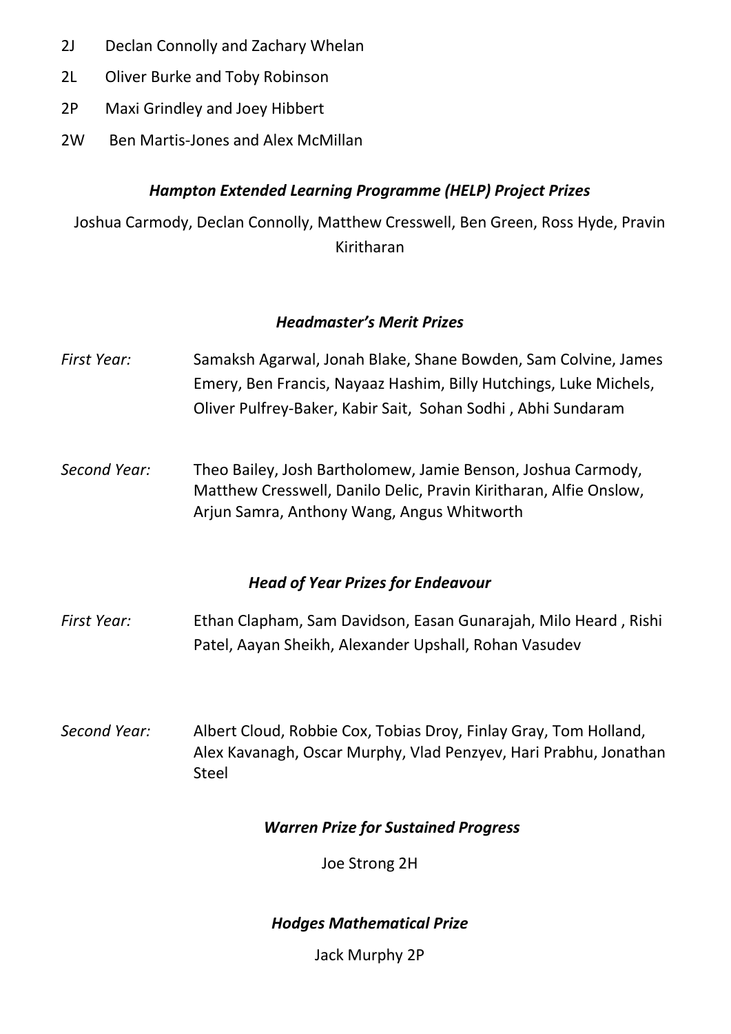2J Declan Connolly and Zachary Whelan

2L Oliver Burke and Toby Robinson

2P Maxi Grindley and Joey Hibbert

2W Ben Martis-Jones and Alex McMillan

### *Hampton Extended Learning Programme (HELP) Project Prizes*

Joshua Carmody, Declan Connolly, Matthew Cresswell, Ben Green, Ross Hyde, Pravin Kiritharan

### *Headmaster's Merit Prizes*

*First Year:* Samaksh Agarwal, Jonah Blake, Shane Bowden, Sam Colvine, James Emery, Ben Francis, Nayaaz Hashim, Billy Hutchings, Luke Michels, Oliver Pulfrey-Baker, Kabir Sait, Sohan Sodhi , Abhi Sundaram

*Second Year:* Theo Bailey, Josh Bartholomew, Jamie Benson, Joshua Carmody, Matthew Cresswell, Danilo Delic, Pravin Kiritharan, Alfie Onslow, Arjun Samra, Anthony Wang, Angus Whitworth

### *Head of Year Prizes for Endeavour*

*First Year:* Ethan Clapham, Sam Davidson, Easan Gunarajah, Milo Heard , Rishi Patel, Aayan Sheikh, Alexander Upshall, Rohan Vasudev

*Second Year:* Albert Cloud, Robbie Cox, Tobias Droy, Finlay Gray, Tom Holland, Alex Kavanagh, Oscar Murphy, Vlad Penzyev, Hari Prabhu, Jonathan Steel

### *Warren Prize for Sustained Progress*

Joe Strong 2H

### *Hodges Mathematical Prize*

Jack Murphy 2P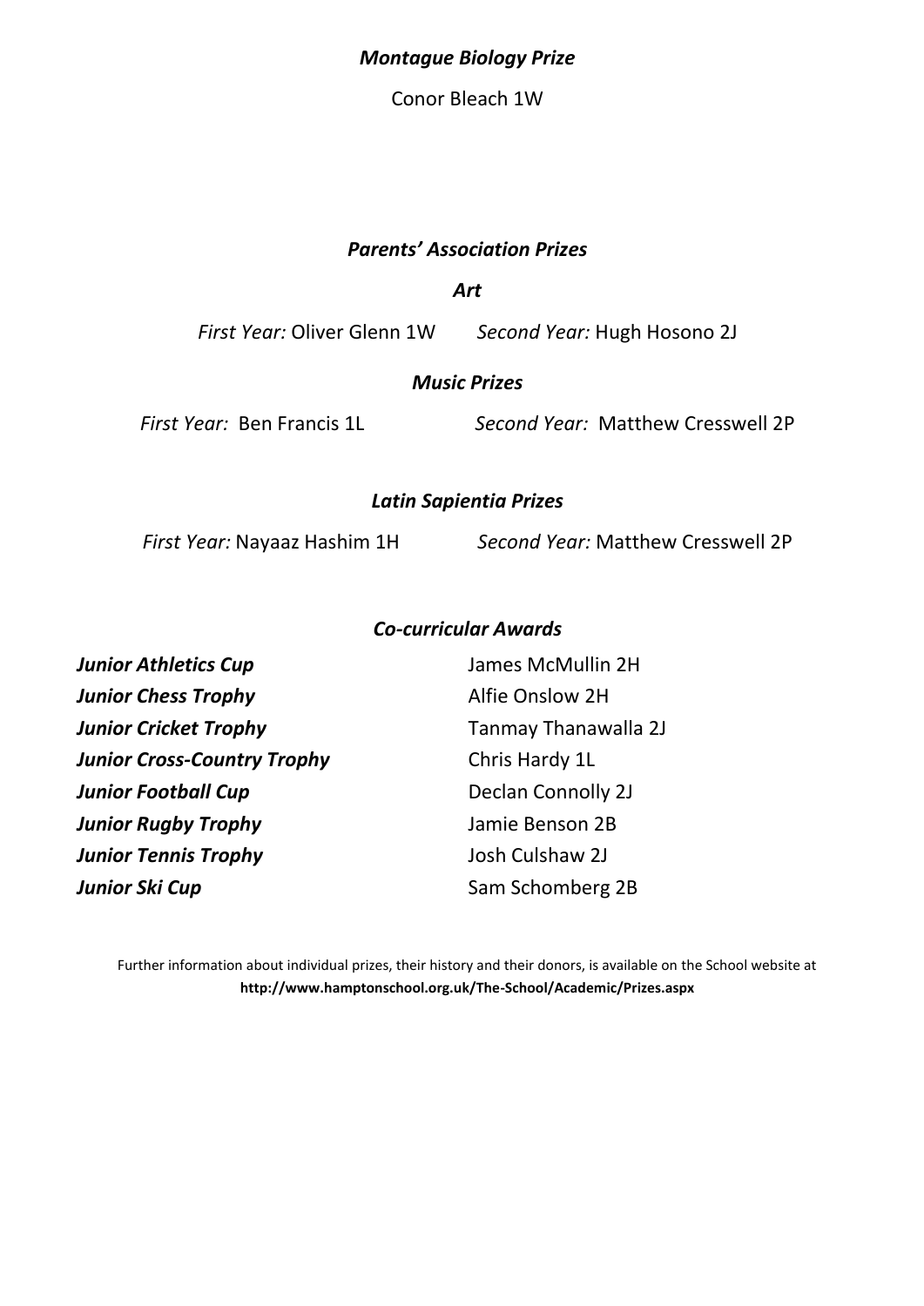***Montague Biology Prize***

Conor Bleach 1W

***Parents' Association Prizes***

***Art***

*First Year:* Oliver Glenn 1W *Second Year:* Hugh Hosono 2J

***Music Prizes***

*First Year:* Ben Francis 1L *Second Year:* Matthew Cresswell 2P

***Latin Sapientia Prizes***

*First Year:* Nayaaz Hashim 1H *Second Year:* Matthew Cresswell 2P

***Co-curricular Awards***

| | |
|---|---|
| ***Junior Athletics Cup*** | James McMullin 2H |
| ***Junior Chess Trophy*** | Alfie Onslow 2H |
| ***Junior Cricket Trophy*** | Tanmay Thanawalla 2J |
| ***Junior Cross-Country Trophy*** | Chris Hardy 1L |
| ***Junior Football Cup*** | Declan Connolly 2J |
| ***Junior Rugby Trophy*** | Jamie Benson 2B |
| ***Junior Tennis Trophy*** | Josh Culshaw 2J |
| ***Junior Ski Cup*** | Sam Schomberg 2B |

Further information about individual prizes, their history and their donors, is available on the School website at **http://www.hamptonschool.org.uk/The-School/Academic/Prizes.aspx**